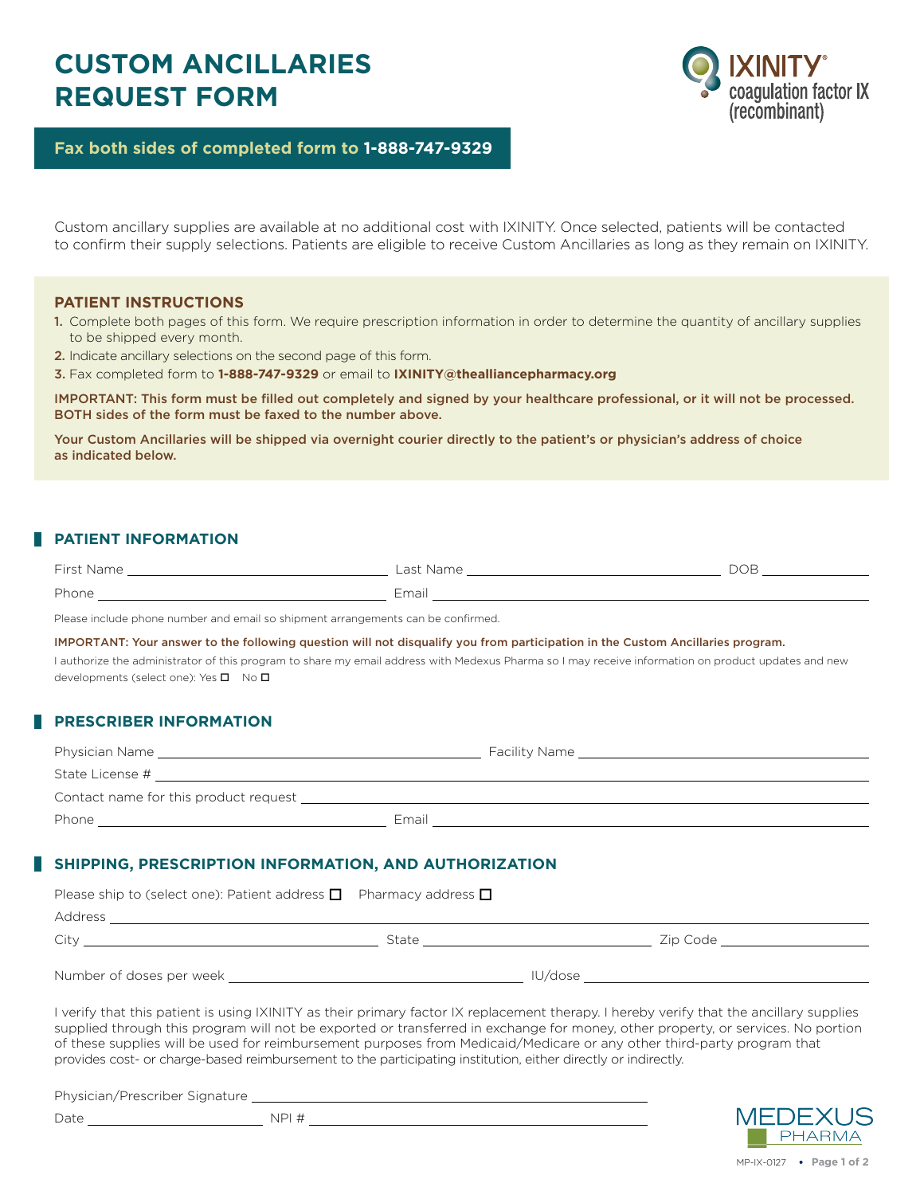# CUSTOM ANCILLARIES REQUEST FORM

IXINITY® coagulation factor IX (recombinant)

**Fax both sides of completed form to 1-888-747-9329**

Custom ancillary supplies are available at no additional cost with IXINITY. Once selected, patients will be contacted to confirm their supply selections. Patients are eligible to receive Custom Ancillaries as long as they remain on IXINITY.

### PATIENT INSTRUCTIONS

1. Complete both pages of this form. We require prescription information in order to determine the quantity of ancillary supplies to be shipped every month.
2. Indicate ancillary selections on the second page of this form.
3. Fax completed form to **1-888-747-9329** or email to **IXINITY@thealliancepharmacy.org**

**IMPORTANT: This form must be filled out completely and signed by your healthcare professional, or it will not be processed. BOTH sides of the form must be faxed to the number above.**

**Your Custom Ancillaries will be shipped via overnight courier directly to the patient's or physician's address of choice as indicated below.**

## PATIENT INFORMATION

First Name ____________________ Last Name ____________________ DOB ____________

Phone ____________________ Email ____________________

Please include phone number and email so shipment arrangements can be confirmed.

**IMPORTANT: Your answer to the following question will not disqualify you from participation in the Custom Ancillaries program.**

I authorize the administrator of this program to share my email address with Medexus Pharma so I may receive information on product updates and new developments (select one): Yes ☐ No ☐

## PRESCRIBER INFORMATION

Physician Name ____________________ Facility Name ____________________

State License # ____________________

Contact name for this product request ____________________

Phone ____________________ Email ____________________

## SHIPPING, PRESCRIPTION INFORMATION, AND AUTHORIZATION

Please ship to (select one): Patient address ☐ Pharmacy address ☐

Address ____________________

City ____________________ State ____________________ Zip Code ____________

Number of doses per week ____________________ IU/dose ____________________

I verify that this patient is using IXINITY as their primary factor IX replacement therapy. I hereby verify that the ancillary supplies supplied through this program will not be exported or transferred in exchange for money, other property, or services. No portion of these supplies will be used for reimbursement purposes from Medicaid/Medicare or any other third-party program that provides cost- or charge-based reimbursement to the participating institution, either directly or indirectly.

Physician/Prescriber Signature ____________________

Date ____________ NPI # ____________________

MEDEXUS PHARMA

MP-IX-0127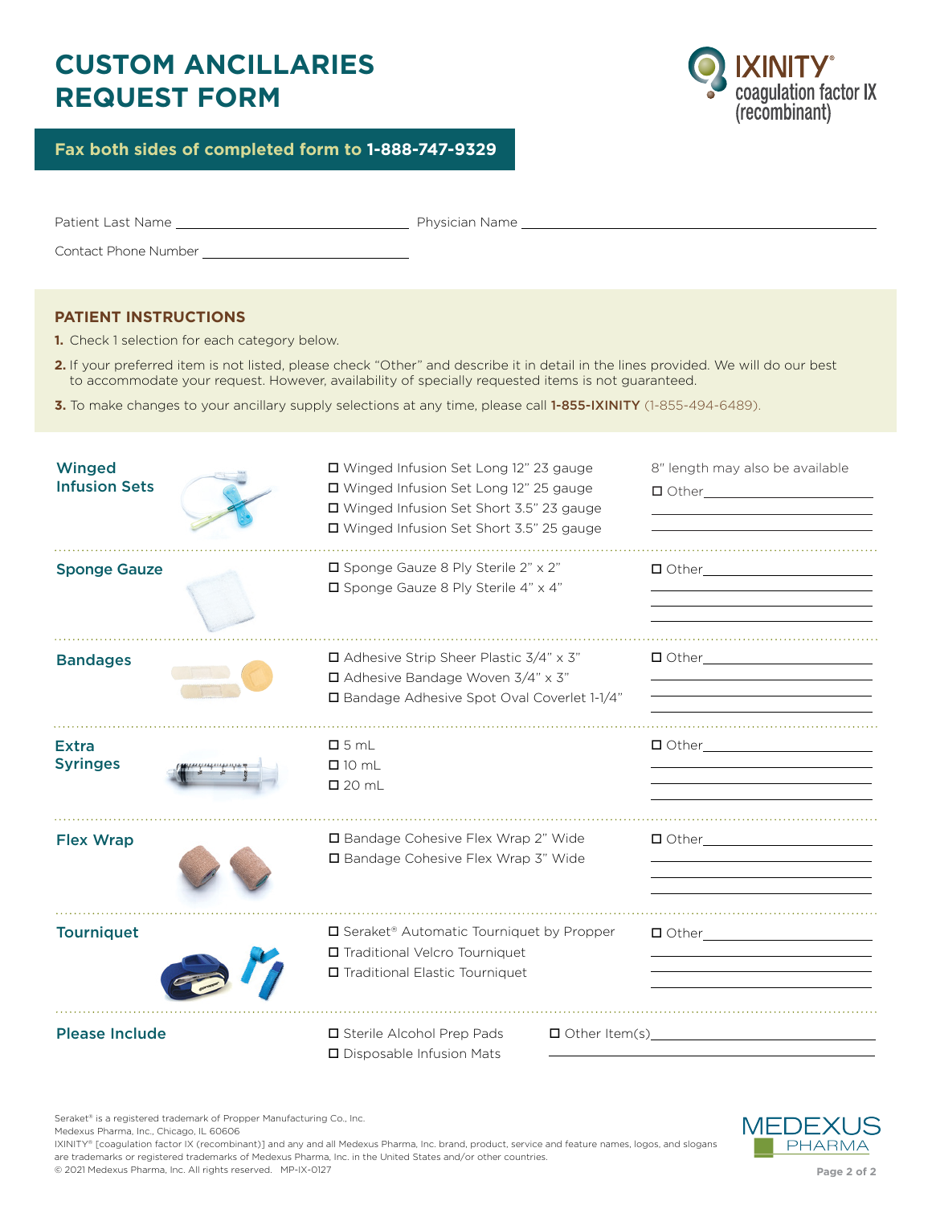# CUSTOM ANCILLARIES REQUEST FORM

IXINITY® coagulation factor IX (recombinant)

**Fax both sides of completed form to 1-888-747-9329**

Patient Last Name ______________________ Physician Name ______________________

Contact Phone Number ______________________

## PATIENT INSTRUCTIONS

1. Check 1 selection for each category below.
2. If your preferred item is not listed, please check "Other" and describe it in detail in the lines provided. We will do our best to accommodate your request. However, availability of specially requested items is not guaranteed.
3. To make changes to your ancillary supply selections at any time, please call **1-855-IXINITY** (1-855-494-6489).

### Winged Infusion Sets

- ☐ Winged Infusion Set Long 12" 23 gauge
- ☐ Winged Infusion Set Long 12" 25 gauge
- ☐ Winged Infusion Set Short 3.5" 23 gauge
- ☐ Winged Infusion Set Short 3.5" 25 gauge

8" length may also be available

☐ Other ______________________

### Sponge Gauze

- ☐ Sponge Gauze 8 Ply Sterile 2" x 2"
- ☐ Sponge Gauze 8 Ply Sterile 4" x 4"

☐ Other ______________________

### Bandages

- ☐ Adhesive Strip Sheer Plastic 3/4" x 3"
- ☐ Adhesive Bandage Woven 3/4" x 3"
- ☐ Bandage Adhesive Spot Oval Coverlet 1-1/4"

☐ Other ______________________

### Extra Syringes

- ☐ 5 mL
- ☐ 10 mL
- ☐ 20 mL

☐ Other ______________________

### Flex Wrap

- ☐ Bandage Cohesive Flex Wrap 2" Wide
- ☐ Bandage Cohesive Flex Wrap 3" Wide

☐ Other ______________________

### Tourniquet

- ☐ Seraket® Automatic Tourniquet by Propper
- ☐ Traditional Velcro Tourniquet
- ☐ Traditional Elastic Tourniquet

☐ Other ______________________

### Please Include

- ☐ Sterile Alcohol Prep Pads
- ☐ Disposable Infusion Mats

☐ Other Item(s) ______________________

Seraket® is a registered trademark of Propper Manufacturing Co., Inc.
Medexus Pharma, Inc., Chicago, IL 60606
IXINITY® [coagulation factor IX (recombinant)] and any and all Medexus Pharma, Inc. brand, product, service and feature names, logos, and slogans are trademarks or registered trademarks of Medexus Pharma, Inc. in the United States and/or other countries.
© 2021 Medexus Pharma, Inc. All rights reserved. MP-IX-0127

MEDEXUS PHARMA